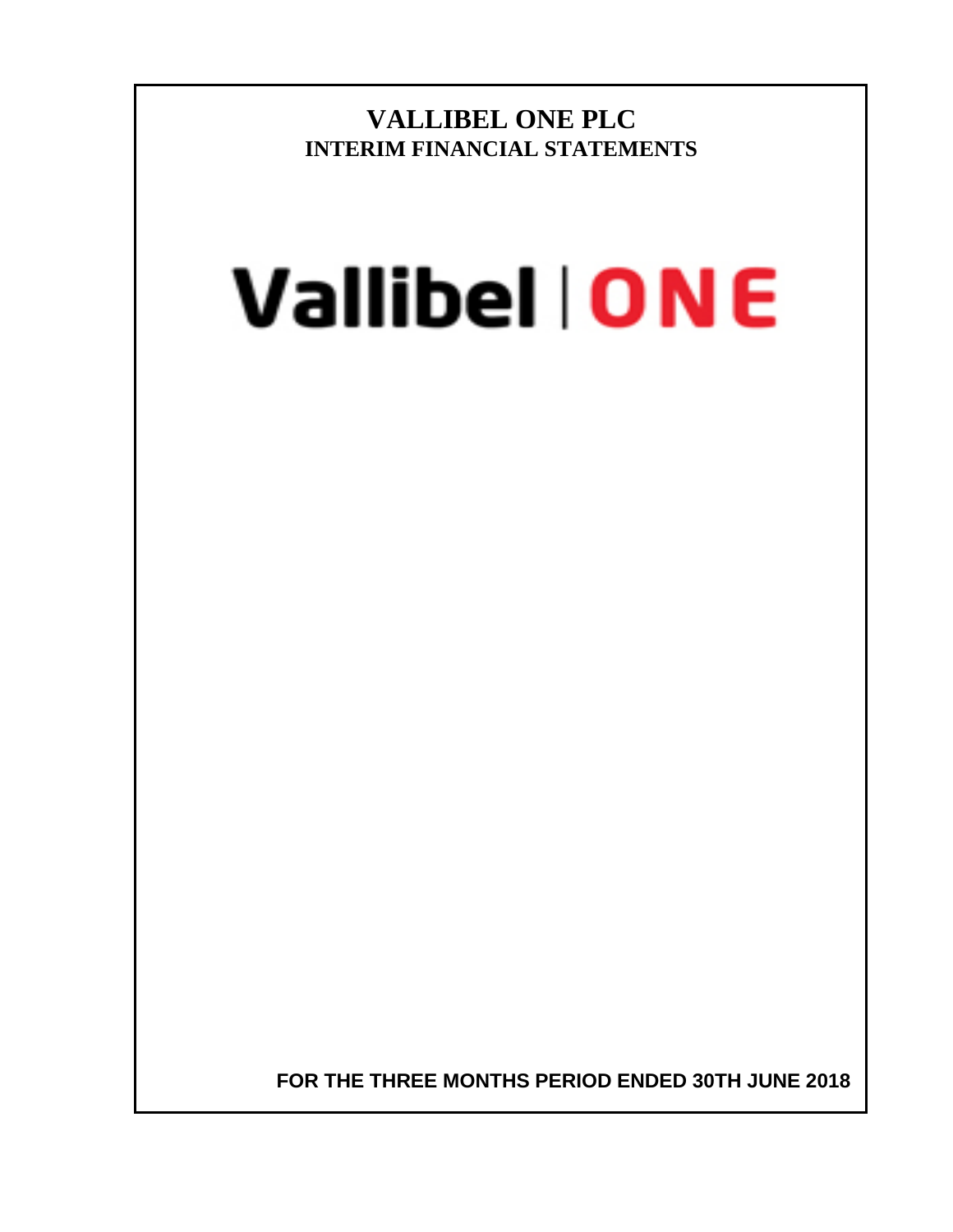# VALLIBEL ONE PLC

## INTERIM FINANCIAL STATEMENTS

Vallibel | ONE

**FOR THE THREE MONTHS PERIOD ENDED 30TH JUNE 2018**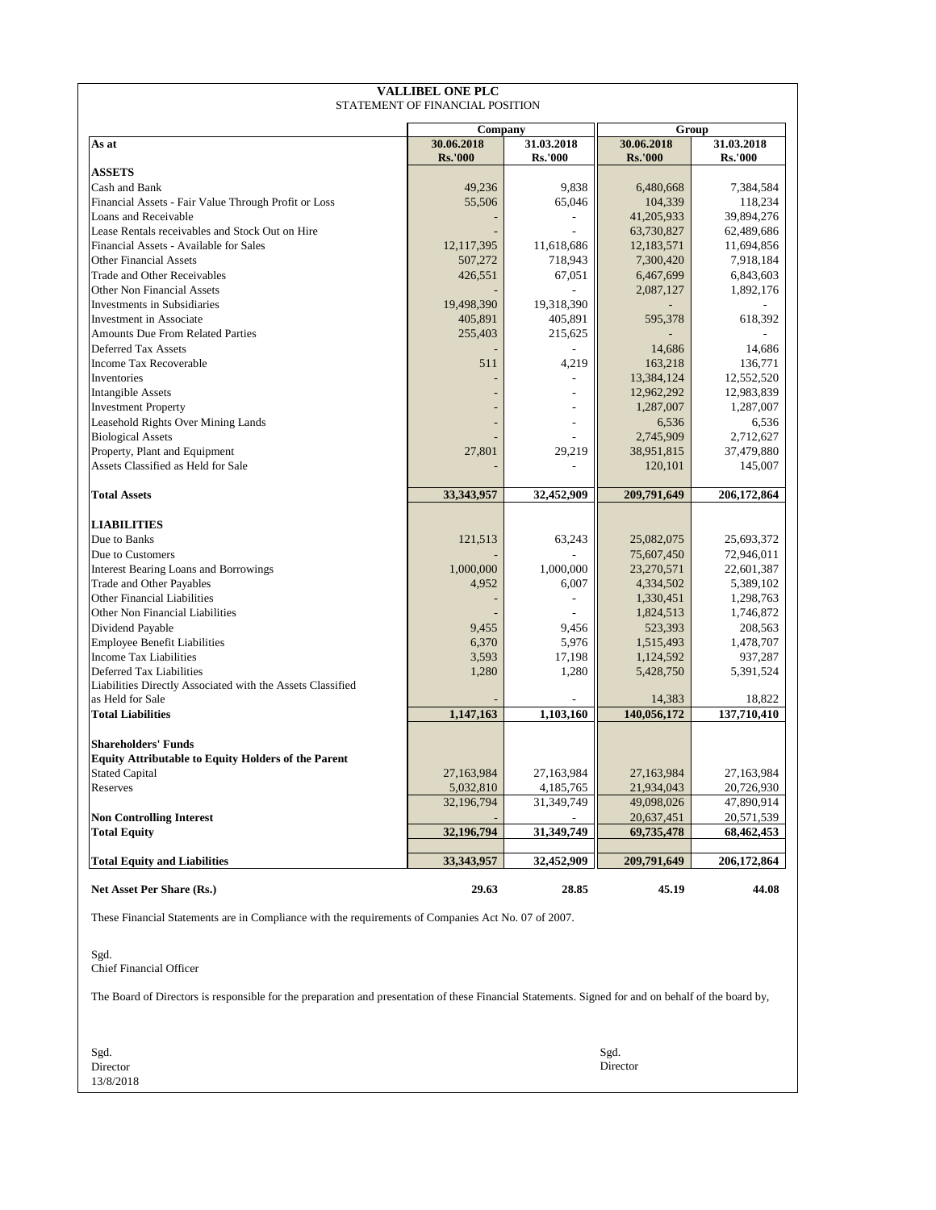# VALLIBEL ONE PLC

## STATEMENT OF FINANCIAL POSITION

| As at | Company | | Group | |
|---|---|---|---|---|
| | 30.06.2018 | 31.03.2018 | 30.06.2018 | 31.03.2018 |
| | Rs.'000 | Rs.'000 | Rs.'000 | Rs.'000 |
| **ASSETS** | | | | |
| Cash and Bank | 49,236 | 9,838 | 6,480,668 | 7,384,584 |
| Financial Assets - Fair Value Through Profit or Loss | 55,506 | 65,046 | 104,339 | 118,234 |
| Loans and Receivable | - | - | 41,205,933 | 39,894,276 |
| Lease Rentals receivables and Stock Out on Hire | - | - | 63,730,827 | 62,489,686 |
| Financial Assets - Available for Sales | 12,117,395 | 11,618,686 | 12,183,571 | 11,694,856 |
| Other Financial Assets | 507,272 | 718,943 | 7,300,420 | 7,918,184 |
| Trade and Other Receivables | 426,551 | 67,051 | 6,467,699 | 6,843,603 |
| Other Non Financial Assets | - | - | 2,087,127 | 1,892,176 |
| Investments in Subsidiaries | 19,498,390 | 19,318,390 | - | - |
| Investment in Associate | 405,891 | 405,891 | 595,378 | 618,392 |
| Amounts Due From Related Parties | 255,403 | 215,625 | - | - |
| Deferred Tax Assets | - | - | 14,686 | 14,686 |
| Income Tax Recoverable | 511 | 4,219 | 163,218 | 136,771 |
| Inventories | - | - | 13,384,124 | 12,552,520 |
| Intangible Assets | - | - | 12,962,292 | 12,983,839 |
| Investment Property | - | - | 1,287,007 | 1,287,007 |
| Leasehold Rights Over Mining Lands | - | - | 6,536 | 6,536 |
| Biological Assets | - | - | 2,745,909 | 2,712,627 |
| Property, Plant and Equipment | 27,801 | 29,219 | 38,951,815 | 37,479,880 |
| Assets Classified as Held for Sale | - | - | 120,101 | 145,007 |
| **Total Assets** | **33,343,957** | **32,452,909** | **209,791,649** | **206,172,864** |
| **LIABILITIES** | | | | |
| Due to Banks | 121,513 | 63,243 | 25,082,075 | 25,693,372 |
| Due to Customers | - | - | 75,607,450 | 72,946,011 |
| Interest Bearing Loans and Borrowings | 1,000,000 | 1,000,000 | 23,270,571 | 22,601,387 |
| Trade and Other Payables | 4,952 | 6,007 | 4,334,502 | 5,389,102 |
| Other Financial Liabilities | - | - | 1,330,451 | 1,298,763 |
| Other Non Financial Liabilities | - | - | 1,824,513 | 1,746,872 |
| Dividend Payable | 9,455 | 9,456 | 523,393 | 208,563 |
| Employee Benefit Liabilities | 6,370 | 5,976 | 1,515,493 | 1,478,707 |
| Income Tax Liabilities | 3,593 | 17,198 | 1,124,592 | 937,287 |
| Deferred Tax Liabilities | 1,280 | 1,280 | 5,428,750 | 5,391,524 |
| Liabilities Directly Associated with the Assets Classified as Held for Sale | - | - | 14,383 | 18,822 |
| **Total Liabilities** | **1,147,163** | **1,103,160** | **140,056,172** | **137,710,410** |
| **Shareholders' Funds** | | | | |
| **Equity Attributable to Equity Holders of the Parent** | | | | |
| Stated Capital | 27,163,984 | 27,163,984 | 27,163,984 | 27,163,984 |
| Reserves | 5,032,810 | 4,185,765 | 21,934,043 | 20,726,930 |
| | 32,196,794 | 31,349,749 | 49,098,026 | 47,890,914 |
| **Non Controlling Interest** | - | - | 20,637,451 | 20,571,539 |
| **Total Equity** | **32,196,794** | **31,349,749** | **69,735,478** | **68,462,453** |
| **Total Equity and Liabilities** | **33,343,957** | **32,452,909** | **209,791,649** | **206,172,864** |
| **Net Asset Per Share (Rs.)** | **29.63** | **28.85** | **45.19** | **44.08** |

These Financial Statements are in Compliance with the requirements of Companies Act No. 07 of 2007.

Sgd.
Chief Financial Officer

The Board of Directors is responsible for the preparation and presentation of these Financial Statements. Signed for and on behalf of the board by,

Sgd.
Director
13/8/2018

Sgd.
Director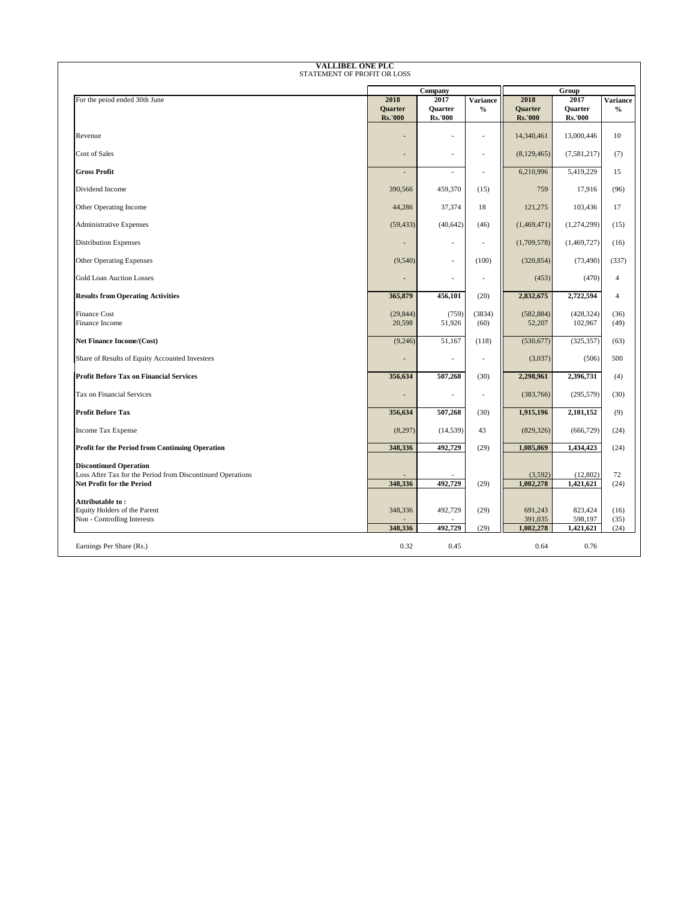# VALLIBEL ONE PLC

STATEMENT OF PROFIT OR LOSS

| For the peiod ended 30th June | Company | | | Group | | |
|---|---|---|---|---|---|---|
| | 2018 Quarter Rs.'000 | 2017 Quarter Rs.'000 | Variance % | 2018 Quarter Rs.'000 | 2017 Quarter Rs.'000 | Variance % |
| Revenue | - | - | - | 14,340,461 | 13,000,446 | 10 |
| Cost of Sales | - | - | - | (8,129,465) | (7,581,217) | (7) |
| **Gross Profit** | - | - | - | 6,210,996 | 5,419,229 | 15 |
| Dividend Income | 390,566 | 459,370 | (15) | 759 | 17,916 | (96) |
| Other Operating Income | 44,286 | 37,374 | 18 | 121,275 | 103,436 | 17 |
| Administrative Expenses | (59,433) | (40,642) | (46) | (1,469,471) | (1,274,299) | (15) |
| Distribution Expenses | - | - | - | (1,709,578) | (1,469,727) | (16) |
| Other Operating Expenses | (9,540) | - | (100) | (320,854) | (73,490) | (337) |
| Gold Loan Auction Losses | - | - | - | (453) | (470) | 4 |
| **Results from Operating Activities** | **365,879** | **456,101** | (20) | **2,832,675** | **2,722,594** | 4 |
| Finance Cost | (29,844) | (759) | (3834) | (582,884) | (428,324) | (36) |
| Finance Income | 20,598 | 51,926 | (60) | 52,207 | 102,967 | (49) |
| **Net Finance Income/(Cost)** | (9,246) | 51,167 | (118) | (530,677) | (325,357) | (63) |
| Share of Results of Equity Accounted Investees | - | - | - | (3,037) | (506) | 500 |
| **Profit Before Tax on Financial Services** | **356,634** | **507,268** | (30) | **2,298,961** | **2,396,731** | (4) |
| Tax on Financial Services | - | - | - | (383,766) | (295,579) | (30) |
| **Profit Before Tax** | **356,634** | **507,268** | (30) | **1,915,196** | **2,101,152** | (9) |
| Income Tax Expense | (8,297) | (14,539) | 43 | (829,326) | (666,729) | (24) |
| **Profit for the Period from Continuing Operation** | **348,336** | **492,729** | (29) | **1,085,869** | **1,434,423** | (24) |
| **Discontinued Operation** | | | | | | |
| Loss After Tax for the Period from Discontinued Operations | - | - | | (3,592) | (12,802) | 72 |
| **Net Profit for the Period** | **348,336** | **492,729** | (29) | **1,082,278** | **1,421,621** | (24) |
| **Attributable to :** | | | | | | |
| Equity Holders of the Parent | 348,336 | 492,729 | (29) | 691,243 | 823,424 | (16) |
| Non - Controlling Interests | - | - | | 391,035 | 598,197 | (35) |
| | **348,336** | **492,729** | (29) | **1,082,278** | **1,421,621** | (24) |
| Earnings Per Share (Rs.) | 0.32 | 0.45 | | 0.64 | 0.76 | |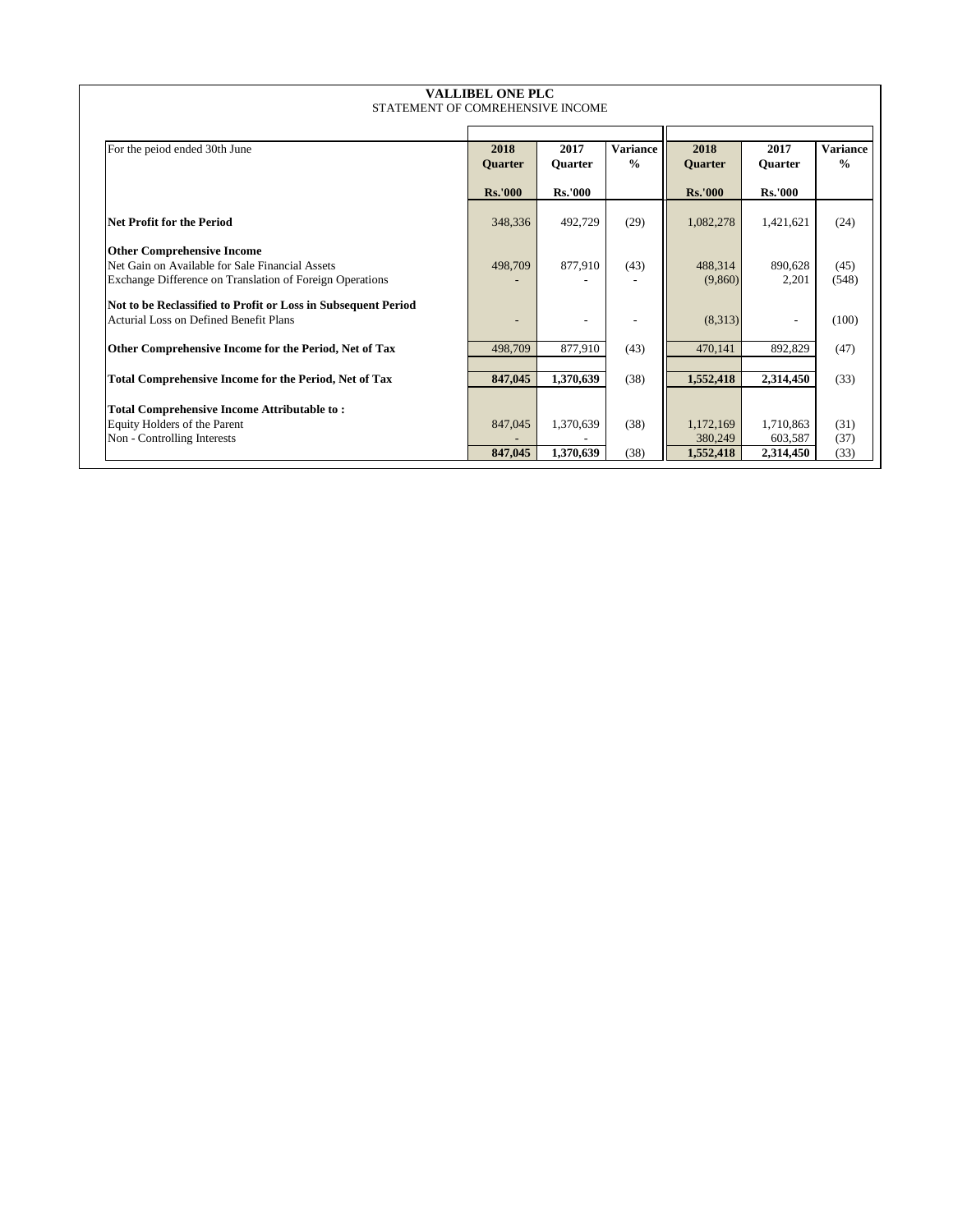**VALLIBEL ONE PLC**

STATEMENT OF COMREHENSIVE INCOME

| For the peiod ended 30th June | 2018 Quarter | 2017 Quarter | Variance % | 2018 Quarter | 2017 Quarter | Variance % |
|---|---|---|---|---|---|---|
| | Rs.'000 | Rs.'000 | | Rs.'000 | Rs.'000 | |
| **Net Profit for the Period** | 348,336 | 492,729 | (29) | 1,082,278 | 1,421,621 | (24) |
| **Other Comprehensive Income** | | | | | | |
| Net Gain on Available for Sale Financial Assets | 498,709 | 877,910 | (43) | 488,314 | 890,628 | (45) |
| Exchange Difference on Translation of Foreign Operations | - | - | - | (9,860) | 2,201 | (548) |
| **Not to be Reclassified to Profit or Loss in Subsequent Period** | | | | | | |
| Acturial Loss on Defined Benefit Plans | - | - | - | (8,313) | - | (100) |
| **Other Comprehensive Income for the Period, Net of Tax** | 498,709 | 877,910 | (43) | 470,141 | 892,829 | (47) |
| **Total Comprehensive Income for the Period, Net of Tax** | **847,045** | **1,370,639** | (38) | **1,552,418** | **2,314,450** | (33) |
| **Total Comprehensive Income Attributable to :** | | | | | | |
| Equity Holders of the Parent | 847,045 | 1,370,639 | (38) | 1,172,169 | 1,710,863 | (31) |
| Non - Controlling Interests | - | - | | 380,249 | 603,587 | (37) |
| | **847,045** | **1,370,639** | (38) | **1,552,418** | **2,314,450** | (33) |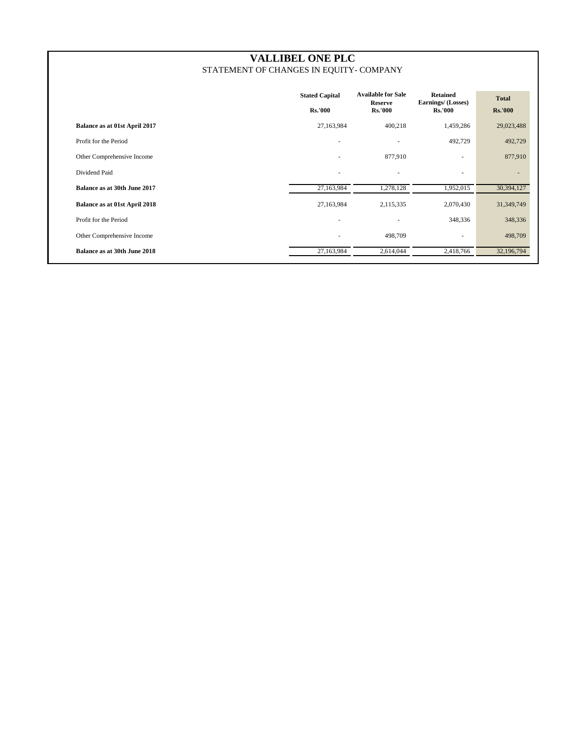# VALLIBEL ONE PLC

STATEMENT OF CHANGES IN EQUITY- COMPANY

| | Stated Capital Rs.'000 | Available for Sale Reserve Rs.'000 | Retained Earnings/ (Losses) Rs.'000 | Total Rs.'000 |
|---|---|---|---|---|
| **Balance as at 01st April 2017** | 27,163,984 | 400,218 | 1,459,286 | 29,023,488 |
| Profit for the Period | - | - | 492,729 | 492,729 |
| Other Comprehensive Income | - | 877,910 | - | 877,910 |
| Dividend Paid | - | - | - | - |
| **Balance as at 30th June 2017** | 27,163,984 | 1,278,128 | 1,952,015 | 30,394,127 |
| **Balance as at 01st April 2018** | 27,163,984 | 2,115,335 | 2,070,430 | 31,349,749 |
| Profit for the Period | - | - | 348,336 | 348,336 |
| Other Comprehensive Income | - | 498,709 | - | 498,709 |
| **Balance as at 30th June 2018** | 27,163,984 | 2,614,044 | 2,418,766 | 32,196,794 |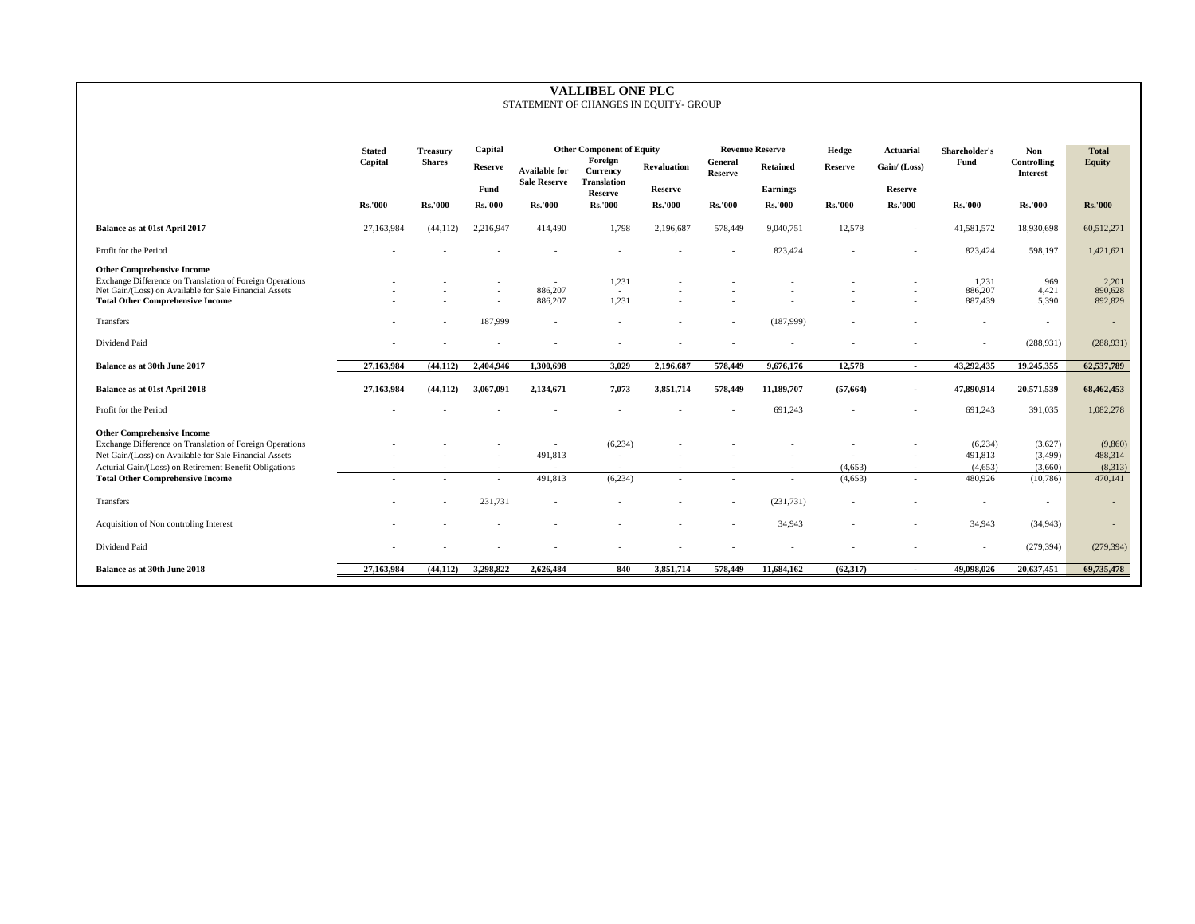# VALLIBEL ONE PLC

STATEMENT OF CHANGES IN EQUITY- GROUP

| | Stated Capital | Treasury Shares | Capital Reserve Fund | Other Component of Equity | | | Revenue Reserve | | Hedge Reserve | Actuarial Gain/ (Loss) Reserve | Shareholder's Fund | Non Controlling Interest | Total Equity |
|---|---|---|---|---|---|---|---|---|---|---|---|---|---|
| | | | | Available for Sale Reserve | Foreign Currency Translation Reserve | Revaluation Reserve | General Reserve | Retained Earnings | | | | | |
| | Rs.'000 | Rs.'000 | Rs.'000 | Rs.'000 | Rs.'000 | Rs.'000 | Rs.'000 | Rs.'000 | Rs.'000 | Rs.'000 | Rs.'000 | Rs.'000 | Rs.'000 |
| **Balance as at 01st April 2017** | 27,163,984 | (44,112) | 2,216,947 | 414,490 | 1,798 | 2,196,687 | 578,449 | 9,040,751 | 12,578 | - | 41,581,572 | 18,930,698 | 60,512,271 |
| Profit for the Period | - | - | - | - | - | - | - | 823,424 | - | - | 823,424 | 598,197 | 1,421,621 |
| **Other Comprehensive Income** | | | | | | | | | | | | | |
| Exchange Difference on Translation of Foreign Operations | - | - | - | - | 1,231 | - | - | - | - | - | 1,231 | 969 | 2,201 |
| Net Gain/(Loss) on Available for Sale Financial Assets | - | - | - | 886,207 | - | - | - | - | - | - | 886,207 | 4,421 | 890,628 |
| **Total Other Comprehensive Income** | - | - | - | 886,207 | 1,231 | - | - | - | - | - | 887,439 | 5,390 | 892,829 |
| Transfers | - | - | 187,999 | - | - | - | - | (187,999) | - | - | - | - | - |
| Dividend Paid | - | - | - | - | - | - | - | - | - | - | - | (288,931) | (288,931) |
| **Balance as at 30th June 2017** | **27,163,984** | **(44,112)** | **2,404,946** | **1,300,698** | **3,029** | **2,196,687** | **578,449** | **9,676,176** | **12,578** | **-** | **43,292,435** | **19,245,355** | **62,537,789** |
| **Balance as at 01st April 2018** | **27,163,984** | **(44,112)** | **3,067,091** | **2,134,671** | **7,073** | **3,851,714** | **578,449** | **11,189,707** | **(57,664)** | **-** | **47,890,914** | **20,571,539** | **68,462,453** |
| Profit for the Period | - | - | - | - | - | - | - | 691,243 | - | - | 691,243 | 391,035 | 1,082,278 |
| **Other Comprehensive Income** | | | | | | | | | | | | | |
| Exchange Difference on Translation of Foreign Operations | - | - | - | - | (6,234) | - | - | - | - | - | (6,234) | (3,627) | (9,860) |
| Net Gain/(Loss) on Available for Sale Financial Assets | - | - | - | 491,813 | - | - | - | - | - | - | 491,813 | (3,499) | 488,314 |
| Acturial Gain/(Loss) on Retirement Benefit Obligations | - | - | - | - | - | - | - | - | (4,653) | - | (4,653) | (3,660) | (8,313) |
| **Total Other Comprehensive Income** | - | - | - | 491,813 | (6,234) | - | - | - | (4,653) | - | 480,926 | (10,786) | 470,141 |
| Transfers | - | - | 231,731 | - | - | - | - | (231,731) | - | - | - | - | - |
| Acquisition of Non controling Interest | - | - | - | - | - | - | - | 34,943 | - | - | 34,943 | (34,943) | - |
| Dividend Paid | - | - | - | - | - | - | - | - | - | - | - | (279,394) | (279,394) |
| **Balance as at 30th June 2018** | **27,163,984** | **(44,112)** | **3,298,822** | **2,626,484** | **840** | **3,851,714** | **578,449** | **11,684,162** | **(62,317)** | **-** | **49,098,026** | **20,637,451** | **69,735,478** |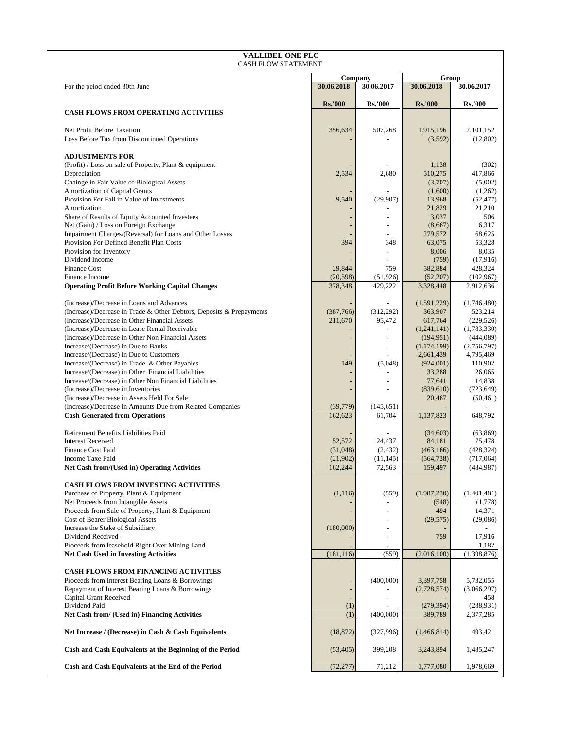# VALLIBEL ONE PLC

CASH FLOW STATEMENT

| For the peiod ended 30th June | Company | | Group | |
|---|---|---|---|---|
| | 30.06.2018 | 30.06.2017 | 30.06.2018 | 30.06.2017 |
| | Rs.'000 | Rs.'000 | Rs.'000 | Rs.'000 |
| **CASH FLOWS FROM OPERATING ACTIVITIES** | | | | |
| Net Profit Before Taxation | 356,634 | 507,268 | 1,915,196 | 2,101,152 |
| Loss Before Tax from Discontinued Operations | - | - | (3,592) | (12,802) |
| **ADJUSTMENTS FOR** | | | | |
| (Profit) / Loss on sale of Property, Plant & equipment | - | - | 1,138 | (302) |
| Depreciation | 2,534 | 2,680 | 510,275 | 417,866 |
| Chainge in Fair Value of Biological Assets | - | - | (3,707) | (5,002) |
| Amortization of Capital Grants | - | - | (1,600) | (1,262) |
| Provision For Fall in Value of Investments | 9,540 | (29,907) | 13,968 | (52,477) |
| Amortization | - | - | 21,829 | 21,210 |
| Share of Results of Equity Accounted Investees | - | - | 3,037 | 506 |
| Net (Gain) / Loss on Foreign Exchange | - | - | (8,667) | 6,317 |
| Impairment Charges/(Reversal) for Loans and Other Losses | - | - | 279,572 | 68,625 |
| Provision For Defined Benefit Plan Costs | 394 | 348 | 63,075 | 53,328 |
| Provision for Inventory | - | - | 8,006 | 8,035 |
| Dividend Income | - | - | (759) | (17,916) |
| Finance Cost | 29,844 | 759 | 582,884 | 428,324 |
| Finance Income | (20,598) | (51,926) | (52,207) | (102,967) |
| **Operating Profit Before Working Capital Changes** | 378,348 | 429,222 | 3,328,448 | 2,912,636 |
| (Increase)/Decrease in Loans and Advances | - | - | (1,591,229) | (1,746,480) |
| (Increase)/Decrease in Trade & Other Debtors, Deposits & Prepayments | (387,766) | (312,292) | 363,907 | 523,214 |
| (Increase)/Decrease in Other Financial Assets | 211,670 | 95,472 | 617,764 | (229,526) |
| (Increase)/Decrease in Lease Rental Receivable | - | - | (1,241,141) | (1,783,330) |
| (Increase)/Decrease in Other Non Financial Assets | - | - | (194,951) | (444,089) |
| Increase/(Decrease) in Due to Banks | - | - | (1,174,199) | (2,756,797) |
| Increase/(Decrease) in Due to Customers | - | - | 2,661,439 | 4,795,469 |
| Increase/(Decrease) in Trade & Other Payables | 149 | (5,048) | (924,001) | 110,902 |
| Increase/(Decrease) in Other Financial Liabilities | - | - | 33,288 | 26,065 |
| Increase/(Decrease) in Other Non Financial Liabilities | - | - | 77,641 | 14,838 |
| (Increase)/Decrease in Inventories | - | - | (839,610) | (723,649) |
| (Increase)/Decrease in Assets Held For Sale | | | 20,467 | (50,461) |
| (Increase)/Decrease in Amounts Due from Related Companies | (39,779) | (145,651) | - | - |
| **Cash Generated from Operations** | 162,623 | 61,704 | 1,137,823 | 648,792 |
| Retirement Benefits Liabilities Paid | - | - | (34,603) | (63,869) |
| Interest Received | 52,572 | 24,437 | 84,181 | 75,478 |
| Finance Cost Paid | (31,048) | (2,432) | (463,166) | (428,324) |
| Income Taxe Paid | (21,902) | (11,145) | (564,738) | (717,064) |
| **Net Cash from/(Used in) Operating Activities** | 162,244 | 72,563 | 159,497 | (484,987) |
| **CASH FLOWS FROM INVESTING ACTIVITIES** | | | | |
| Purchase of Property, Plant & Equipment | (1,116) | (559) | (1,987,230) | (1,401,481) |
| Net Proceeds from Intangible Assets | - | - | (548) | (1,778) |
| Proceeds from Sale of Property, Plant & Equipment | - | - | 494 | 14,371 |
| Cost of Bearer Biological Assets | - | - | (29,575) | (29,086) |
| Increase the Stake of Subsidiary | (180,000) | - | - | - |
| Dividend Received | - | - | 759 | 17,916 |
| Proceeds from leasehold Right Over Mining Land | - | - | - | 1,182 |
| **Net Cash Used in Investing Activities** | (181,116) | (559) | (2,016,100) | (1,398,876) |
| **CASH FLOWS FROM FINANCING ACTIVITIES** | | | | |
| Proceeds from Interest Bearing Loans & Borrowings | - | (400,000) | 3,397,758 | 5,732,055 |
| Repayment of Interest Bearing Loans & Borrowings | - | - | (2,728,574) | (3,066,297) |
| Capital Grant Received | - | - | - | 458 |
| Dividend Paid | (1) | - | (279,394) | (288,931) |
| **Net Cash from/ (Used in) Financing Activities** | (1) | (400,000) | 389,789 | 2,377,285 |
| **Net Increase / (Decrease) in Cash & Cash Equivalents** | (18,872) | (327,996) | (1,466,814) | 493,421 |
| **Cash and Cash Equivalents at the Beginning of the Period** | (53,405) | 399,208 | 3,243,894 | 1,485,247 |
| **Cash and Cash Equivalents at the End of the Period** | (72,277) | 71,212 | 1,777,080 | 1,978,669 |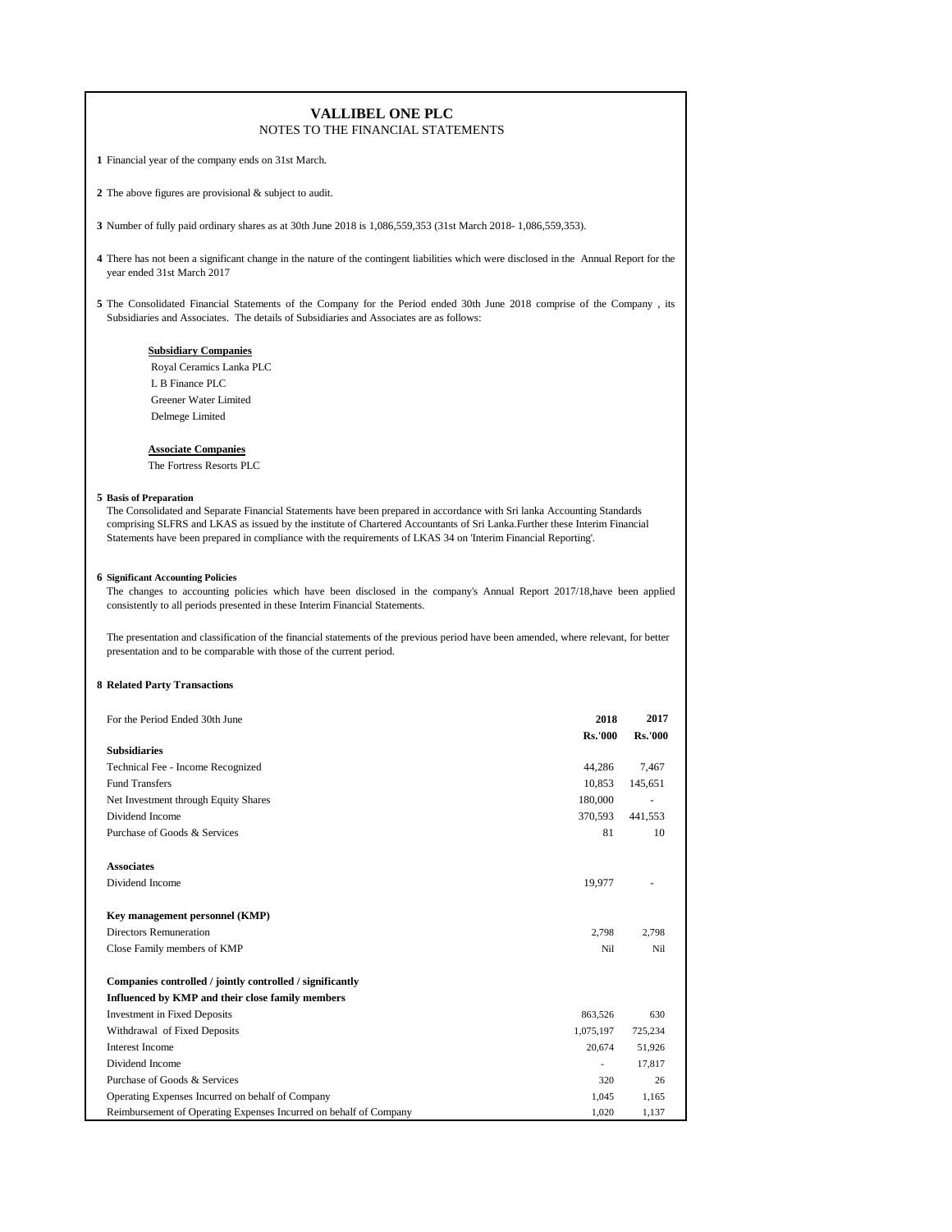# VALLIBEL ONE PLC

NOTES TO THE FINANCIAL STATEMENTS

**1** Financial year of the company ends on 31st March.

**2** The above figures are provisional & subject to audit.

**3** Number of fully paid ordinary shares as at 30th June 2018 is 1,086,559,353 (31st March 2018- 1,086,559,353).

**4** There has not been a significant change in the nature of the contingent liabilities which were disclosed in the Annual Report for the year ended 31st March 2017

**5** The Consolidated Financial Statements of the Company for the Period ended 30th June 2018 comprise of the Company , its Subsidiaries and Associates. The details of Subsidiaries and Associates are as follows:

**Subsidiary Companies**

Royal Ceramics Lanka PLC
L B Finance PLC
Greener Water Limited
Delmege Limited

**Associate Companies**

The Fortress Resorts PLC

**5 Basis of Preparation**

The Consolidated and Separate Financial Statements have been prepared in accordance with Sri lanka Accounting Standards comprising SLFRS and LKAS as issued by the institute of Chartered Accountants of Sri Lanka.Further these Interim Financial Statements have been prepared in compliance with the requirements of LKAS 34 on 'Interim Financial Reporting'.

**6 Significant Accounting Policies**

The changes to accounting policies which have been disclosed in the company's Annual Report 2017/18,have been applied consistently to all periods presented in these Interim Financial Statements.

The presentation and classification of the financial statements of the previous period have been amended, where relevant, for better presentation and to be comparable with those of the current period.

**8 Related Party Transactions**

| For the Period Ended 30th June | **2018** | **2017** |
|---|---|---|
| | **Rs.'000** | **Rs.'000** |
| **Subsidiaries** | | |
| Technical Fee - Income Recognized | 44,286 | 7,467 |
| Fund Transfers | 10,853 | 145,651 |
| Net Investment through Equity Shares | 180,000 | - |
| Dividend Income | 370,593 | 441,553 |
| Purchase of Goods & Services | 81 | 10 |
| **Associates** | | |
| Dividend Income | 19,977 | - |
| **Key management personnel (KMP)** | | |
| Directors Remuneration | 2,798 | 2,798 |
| Close Family members of KMP | Nil | Nil |
| **Companies controlled / jointly controlled / significantly Influenced by KMP and their close family members** | | |
| Investment in Fixed Deposits | 863,526 | 630 |
| Withdrawal of Fixed Deposits | 1,075,197 | 725,234 |
| Interest Income | 20,674 | 51,926 |
| Dividend Income | - | 17,817 |
| Purchase of Goods & Services | 320 | 26 |
| Operating Expenses Incurred on behalf of Company | 1,045 | 1,165 |
| Reimbursement of Operating Expenses Incurred on behalf of Company | 1,020 | 1,137 |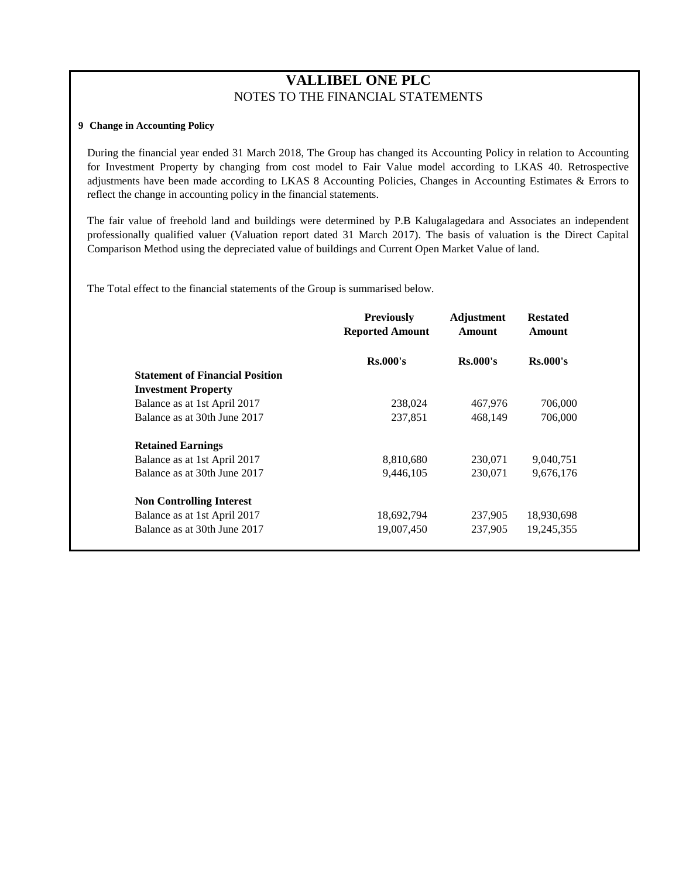# VALLIBEL ONE PLC

NOTES TO THE FINANCIAL STATEMENTS

**9 Change in Accounting Policy**

During the financial year ended 31 March 2018, The Group has changed its Accounting Policy in relation to Accounting for Investment Property by changing from cost model to Fair Value model according to LKAS 40. Retrospective adjustments have been made according to LKAS 8 Accounting Policies, Changes in Accounting Estimates & Errors to reflect the change in accounting policy in the financial statements.

The fair value of freehold land and buildings were determined by P.B Kalugalagedara and Associates an independent professionally qualified valuer (Valuation report dated 31 March 2017). The basis of valuation is the Direct Capital Comparison Method using the depreciated value of buildings and Current Open Market Value of land.

The Total effect to the financial statements of the Group is summarised below.

| | Previously Reported Amount | Adjustment Amount | Restated Amount |
|---|---|---|---|
| | **Rs.000's** | **Rs.000's** | **Rs.000's** |
| **Statement of Financial Position** | | | |
| **Investment Property** | | | |
| Balance as at 1st April 2017 | 238,024 | 467,976 | 706,000 |
| Balance as at 30th June 2017 | 237,851 | 468,149 | 706,000 |
| **Retained Earnings** | | | |
| Balance as at 1st April 2017 | 8,810,680 | 230,071 | 9,040,751 |
| Balance as at 30th June 2017 | 9,446,105 | 230,071 | 9,676,176 |
| **Non Controlling Interest** | | | |
| Balance as at 1st April 2017 | 18,692,794 | 237,905 | 18,930,698 |
| Balance as at 30th June 2017 | 19,007,450 | 237,905 | 19,245,355 |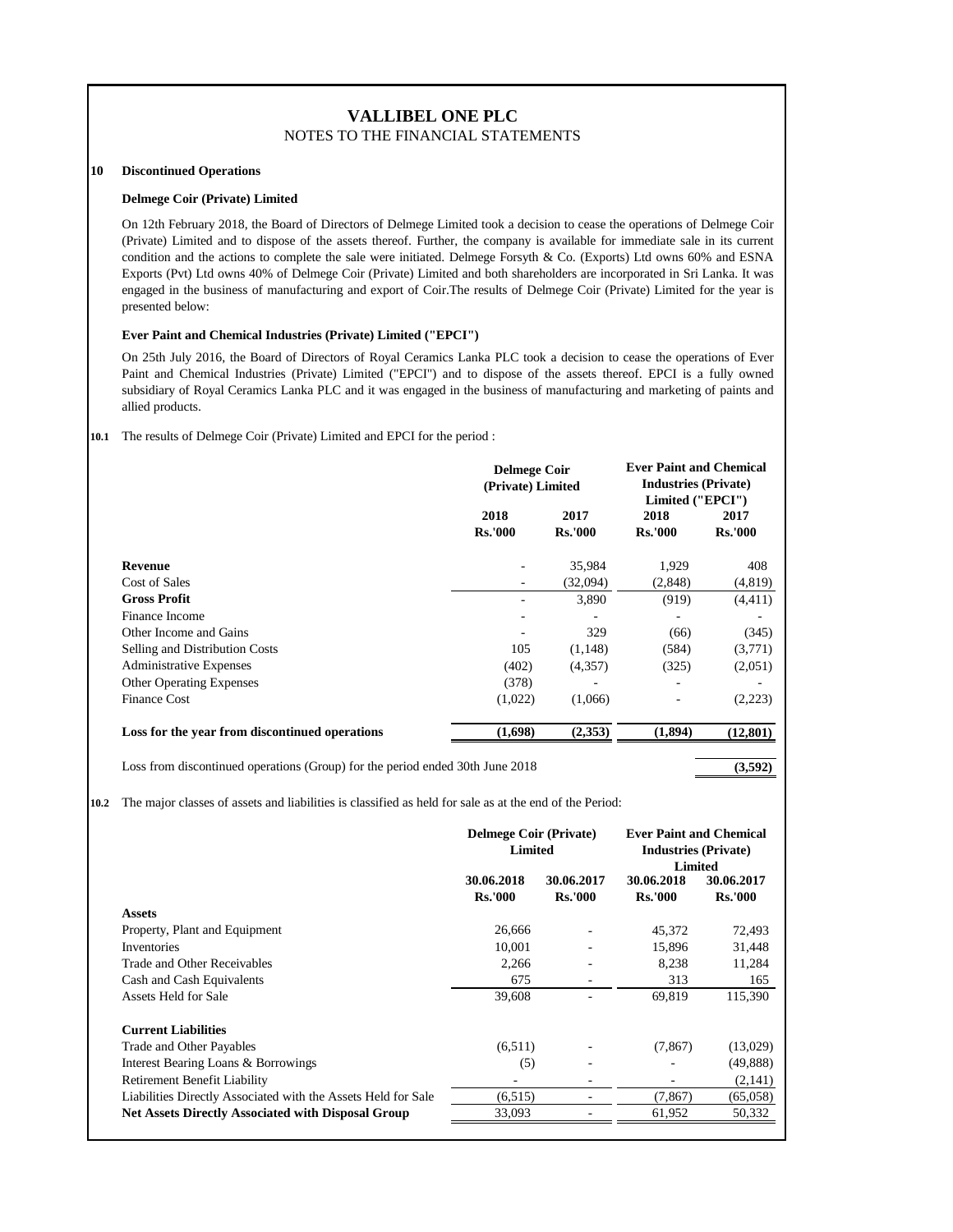# VALLIBEL ONE PLC

NOTES TO THE FINANCIAL STATEMENTS

## 10 Discontinued Operations

### Delmege Coir (Private) Limited

On 12th February 2018, the Board of Directors of Delmege Limited took a decision to cease the operations of Delmege Coir (Private) Limited and to dispose of the assets thereof. Further, the company is available for immediate sale in its current condition and the actions to complete the sale were initiated. Delmege Forsyth & Co. (Exports) Ltd owns 60% and ESNA Exports (Pvt) Ltd owns 40% of Delmege Coir (Private) Limited and both shareholders are incorporated in Sri Lanka. It was engaged in the business of manufacturing and export of Coir.The results of Delmege Coir (Private) Limited for the year is presented below:

### Ever Paint and Chemical Industries (Private) Limited ("EPCI")

On 25th July 2016, the Board of Directors of Royal Ceramics Lanka PLC took a decision to cease the operations of Ever Paint and Chemical Industries (Private) Limited ("EPCI") and to dispose of the assets thereof. EPCI is a fully owned subsidiary of Royal Ceramics Lanka PLC and it was engaged in the business of manufacturing and marketing of paints and allied products.

**10.1** The results of Delmege Coir (Private) Limited and EPCI for the period :

| | Delmege Coir (Private) Limited | | Ever Paint and Chemical Industries (Private) Limited ("EPCI") | |
|---|---|---|---|---|
| | 2018 Rs.'000 | 2017 Rs.'000 | 2018 Rs.'000 | 2017 Rs.'000 |
| **Revenue** | - | 35,984 | 1,929 | 408 |
| Cost of Sales | - | (32,094) | (2,848) | (4,819) |
| **Gross Profit** | - | 3,890 | (919) | (4,411) |
| Finance Income | - | - | - | - |
| Other Income and Gains | - | 329 | (66) | (345) |
| Selling and Distribution Costs | 105 | (1,148) | (584) | (3,771) |
| Administrative Expenses | (402) | (4,357) | (325) | (2,051) |
| Other Operating Expenses | (378) | - | - | - |
| Finance Cost | (1,022) | (1,066) | - | (2,223) |
| **Loss for the year from discontinued operations** | **(1,698)** | **(2,353)** | **(1,894)** | **(12,801)** |

Loss from discontinued operations (Group) for the period ended 30th June 2018 **(3,592)**

**10.2** The major classes of assets and liabilities is classified as held for sale as at the end of the Period:

| | Delmege Coir (Private) Limited | | Ever Paint and Chemical Industries (Private) Limited | |
|---|---|---|---|---|
| | 30.06.2018 Rs.'000 | 30.06.2017 Rs.'000 | 30.06.2018 Rs.'000 | 30.06.2017 Rs.'000 |
| **Assets** | | | | |
| Property, Plant and Equipment | 26,666 | - | 45,372 | 72,493 |
| Inventories | 10,001 | - | 15,896 | 31,448 |
| Trade and Other Receivables | 2,266 | - | 8,238 | 11,284 |
| Cash and Cash Equivalents | 675 | - | 313 | 165 |
| Assets Held for Sale | 39,608 | - | 69,819 | 115,390 |
| **Current Liabilities** | | | | |
| Trade and Other Payables | (6,511) | - | (7,867) | (13,029) |
| Interest Bearing Loans & Borrowings | (5) | - | - | (49,888) |
| Retirement Benefit Liability | - | - | - | (2,141) |
| Liabilities Directly Associated with the Assets Held for Sale | (6,515) | - | (7,867) | (65,058) |
| **Net Assets Directly Associated with Disposal Group** | 33,093 | - | 61,952 | 50,332 |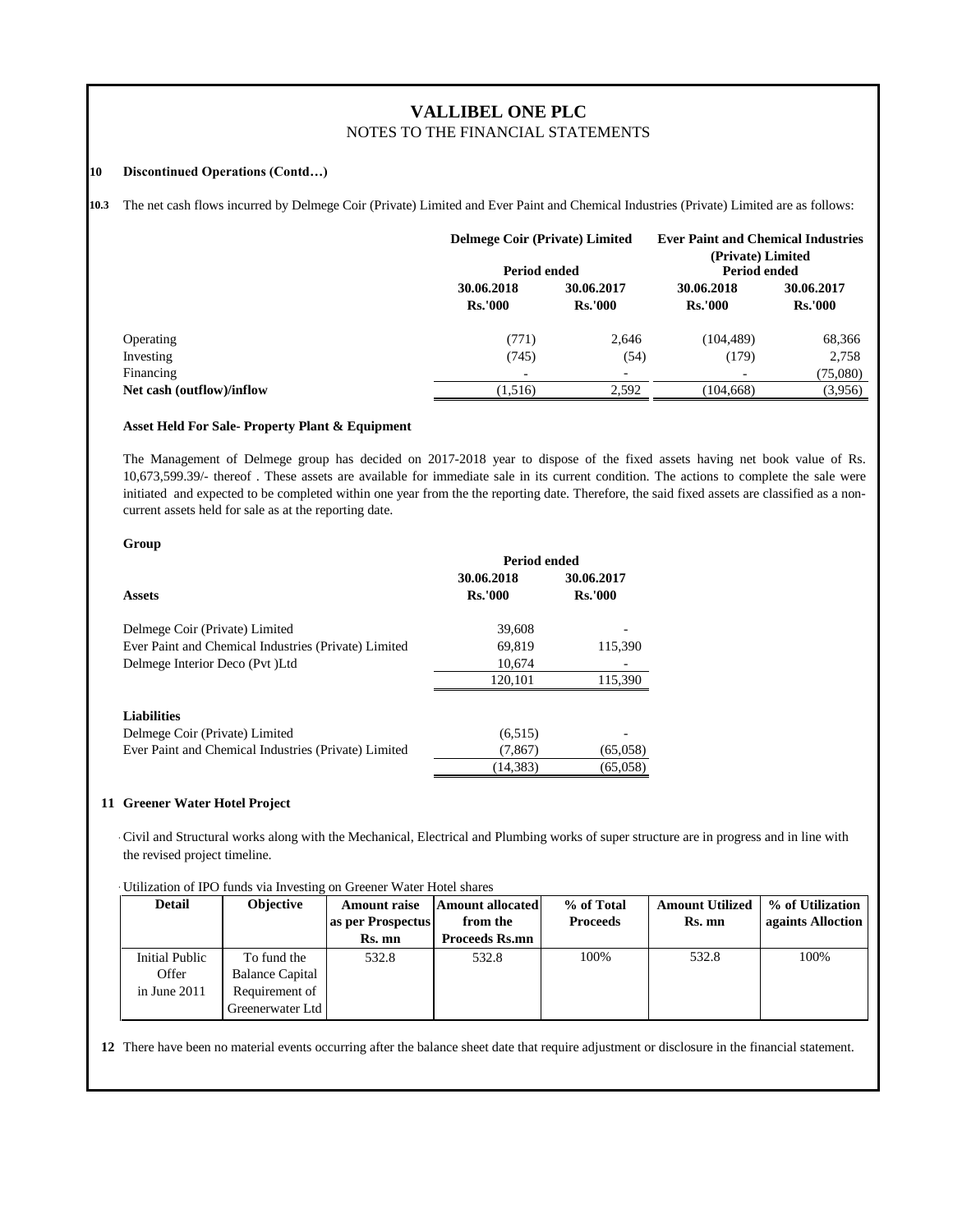# VALLIBEL ONE PLC

NOTES TO THE FINANCIAL STATEMENTS

**10 Discontinued Operations (Contd…)**

**10.3** The net cash flows incurred by Delmege Coir (Private) Limited and Ever Paint and Chemical Industries (Private) Limited are as follows:

| | Delmege Coir (Private) Limited | | Ever Paint and Chemical Industries (Private) Limited | |
|---|---|---|---|---|
| | Period ended | | Period ended | |
| | 30.06.2018 Rs.'000 | 30.06.2017 Rs.'000 | 30.06.2018 Rs.'000 | 30.06.2017 Rs.'000 |
| Operating | (771) | 2,646 | (104,489) | 68,366 |
| Investing | (745) | (54) | (179) | 2,758 |
| Financing | - | - | - | (75,080) |
| **Net cash (outflow)/inflow** | (1,516) | 2,592 | (104,668) | (3,956) |

**Asset Held For Sale- Property Plant & Equipment**

The Management of Delmege group has decided on 2017-2018 year to dispose of the fixed assets having net book value of Rs. 10,673,599.39/- thereof . These assets are available for immediate sale in its current condition. The actions to complete the sale were initiated and expected to be completed within one year from the the reporting date. Therefore, the said fixed assets are classified as a non-current assets held for sale as at the reporting date.

**Group**

| | Period ended | |
|---|---|---|
| **Assets** | 30.06.2018 Rs.'000 | 30.06.2017 Rs.'000 |
| Delmege Coir (Private) Limited | 39,608 | - |
| Ever Paint and Chemical Industries (Private) Limited | 69,819 | 115,390 |
| Delmege Interior Deco (Pvt )Ltd | 10,674 | - |
| | 120,101 | 115,390 |
| **Liabilities** | | |
| Delmege Coir (Private) Limited | (6,515) | - |
| Ever Paint and Chemical Industries (Private) Limited | (7,867) | (65,058) |
| | (14,383) | (65,058) |

**11 Greener Water Hotel Project**

Civil and Structural works along with the Mechanical, Electrical and Plumbing works of super structure are in progress and in line with the revised project timeline.

Utilization of IPO funds via Investing on Greener Water Hotel shares

| Detail | Objective | Amount raise as per Prospectus Rs. mn | Amount allocated from the Proceeds Rs.mn | % of Total Proceeds | Amount Utilized Rs. mn | % of Utilization againts Alloction |
|---|---|---|---|---|---|---|
| Initial Public Offer in June 2011 | To fund the Balance Capital Requirement of Greenerwater Ltd | 532.8 | 532.8 | 100% | 532.8 | 100% |

**12** There have been no material events occurring after the balance sheet date that require adjustment or disclosure in the financial statement.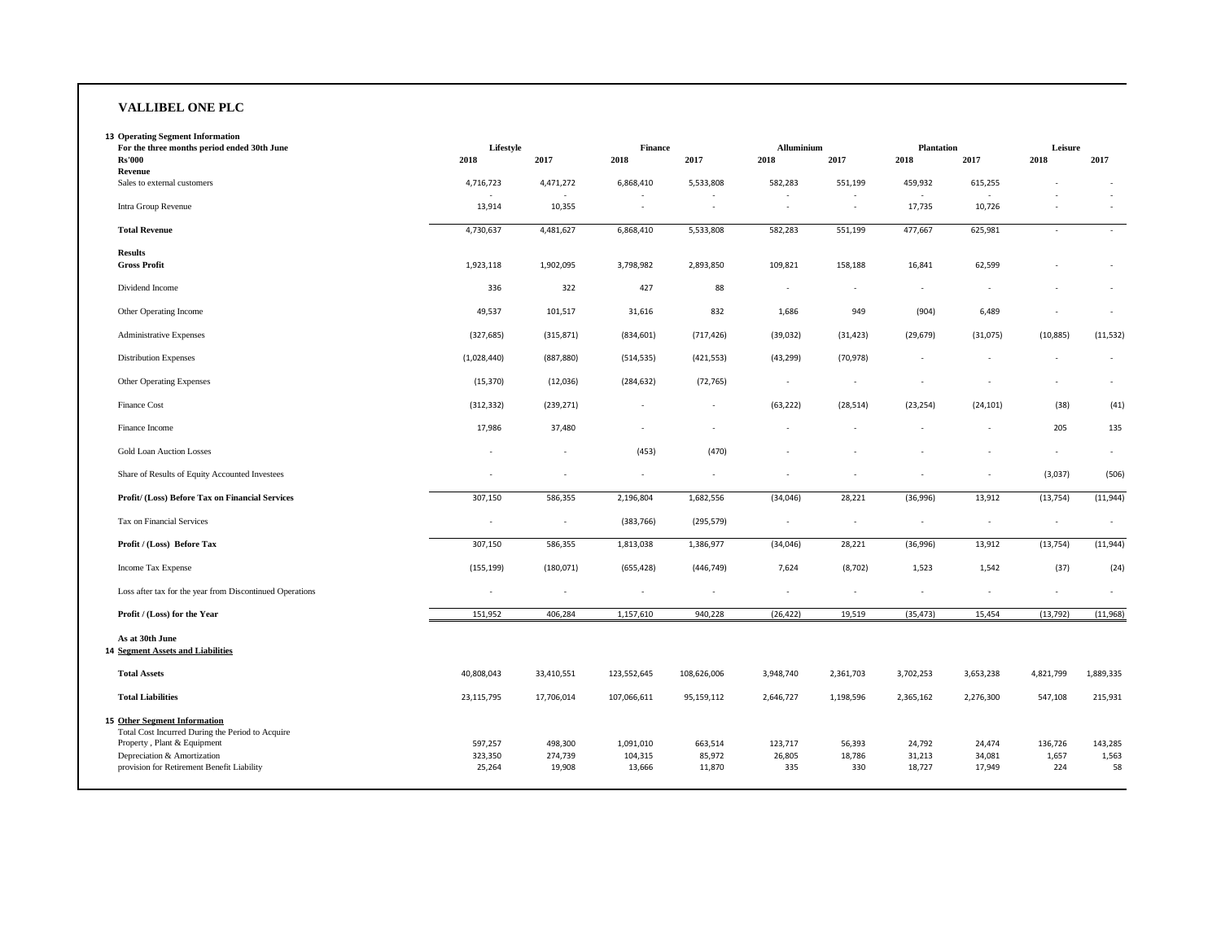**VALLIBEL ONE PLC**

**13 Operating Segment Information**

**For the three months period ended 30th June**

| Rs'000 | Lifestyle 2018 | Lifestyle 2017 | Finance 2018 | Finance 2017 | Alluminium 2018 | Alluminium 2017 | Plantation 2018 | Plantation 2017 | Leisure 2018 | Leisure 2017 |
|---|---|---|---|---|---|---|---|---|---|---|
| **Revenue** | | | | | | | | | | |
| Sales to external customers | 4,716,723 | 4,471,272 | 6,868,410 | 5,533,808 | 582,283 | 551,199 | 459,932 | 615,255 | - | - |
| | - | - | - | - | - | - | - | - | - | - |
| Intra Group Revenue | 13,914 | 10,355 | - | - | - | - | 17,735 | 10,726 | - | - |
| **Total Revenue** | 4,730,637 | 4,481,627 | 6,868,410 | 5,533,808 | 582,283 | 551,199 | 477,667 | 625,981 | - | - |
| **Results** | | | | | | | | | | |
| **Gross Profit** | 1,923,118 | 1,902,095 | 3,798,982 | 2,893,850 | 109,821 | 158,188 | 16,841 | 62,599 | - | - |
| Dividend Income | 336 | 322 | 427 | 88 | - | - | - | - | - | - |
| Other Operating Income | 49,537 | 101,517 | 31,616 | 832 | 1,686 | 949 | (904) | 6,489 | - | - |
| Administrative Expenses | (327,685) | (315,871) | (834,601) | (717,426) | (39,032) | (31,423) | (29,679) | (31,075) | (10,885) | (11,532) |
| Distribution Expenses | (1,028,440) | (887,880) | (514,535) | (421,553) | (43,299) | (70,978) | - | - | - | - |
| Other Operating Expenses | (15,370) | (12,036) | (284,632) | (72,765) | - | - | - | - | - | - |
| Finance Cost | (312,332) | (239,271) | - | - | (63,222) | (28,514) | (23,254) | (24,101) | (38) | (41) |
| Finance Income | 17,986 | 37,480 | - | - | - | - | - | - | 205 | 135 |
| Gold Loan Auction Losses | - | - | (453) | (470) | - | - | - | - | - | - |
| Share of Results of Equity Accounted Investees | - | - | - | - | - | - | - | - | (3,037) | (506) |
| **Profit/ (Loss) Before Tax on Financial Services** | 307,150 | 586,355 | 2,196,804 | 1,682,556 | (34,046) | 28,221 | (36,996) | 13,912 | (13,754) | (11,944) |
| Tax on Financial Services | - | - | (383,766) | (295,579) | - | - | - | - | - | - |
| **Profit / (Loss) Before Tax** | 307,150 | 586,355 | 1,813,038 | 1,386,977 | (34,046) | 28,221 | (36,996) | 13,912 | (13,754) | (11,944) |
| Income Tax Expense | (155,199) | (180,071) | (655,428) | (446,749) | 7,624 | (8,702) | 1,523 | 1,542 | (37) | (24) |
| Loss after tax for the year from Discontinued Operations | - | - | - | - | - | - | - | - | - | - |
| **Profit / (Loss) for the Year** | 151,952 | 406,284 | 1,157,610 | 940,228 | (26,422) | 19,519 | (35,473) | 15,454 | (13,792) | (11,968) |

**As at 30th June**

**14 Segment Assets and Liabilities**

| | Lifestyle 2018 | Lifestyle 2017 | Finance 2018 | Finance 2017 | Alluminium 2018 | Alluminium 2017 | Plantation 2018 | Plantation 2017 | Leisure 2018 | Leisure 2017 |
|---|---|---|---|---|---|---|---|---|---|---|
| **Total Assets** | 40,808,043 | 33,410,551 | 123,552,645 | 108,626,006 | 3,948,740 | 2,361,703 | 3,702,253 | 3,653,238 | 4,821,799 | 1,889,335 |
| **Total Liabilities** | 23,115,795 | 17,706,014 | 107,066,611 | 95,159,112 | 2,646,727 | 1,198,596 | 2,365,162 | 2,276,300 | 547,108 | 215,931 |

**15 Other Segment Information**

| | Lifestyle 2018 | Lifestyle 2017 | Finance 2018 | Finance 2017 | Alluminium 2018 | Alluminium 2017 | Plantation 2018 | Plantation 2017 | Leisure 2018 | Leisure 2017 |
|---|---|---|---|---|---|---|---|---|---|---|
| Total Cost Incurred During the Period to Acquire Property , Plant & Equipment | 597,257 | 498,300 | 1,091,010 | 663,514 | 123,717 | 56,393 | 24,792 | 24,474 | 136,726 | 143,285 |
| Depreciation & Amortization | 323,350 | 274,739 | 104,315 | 85,972 | 26,805 | 18,786 | 31,213 | 34,081 | 1,657 | 1,563 |
| provision for Retirement Benefit Liability | 25,264 | 19,908 | 13,666 | 11,870 | 335 | 330 | 18,727 | 17,949 | 224 | 58 |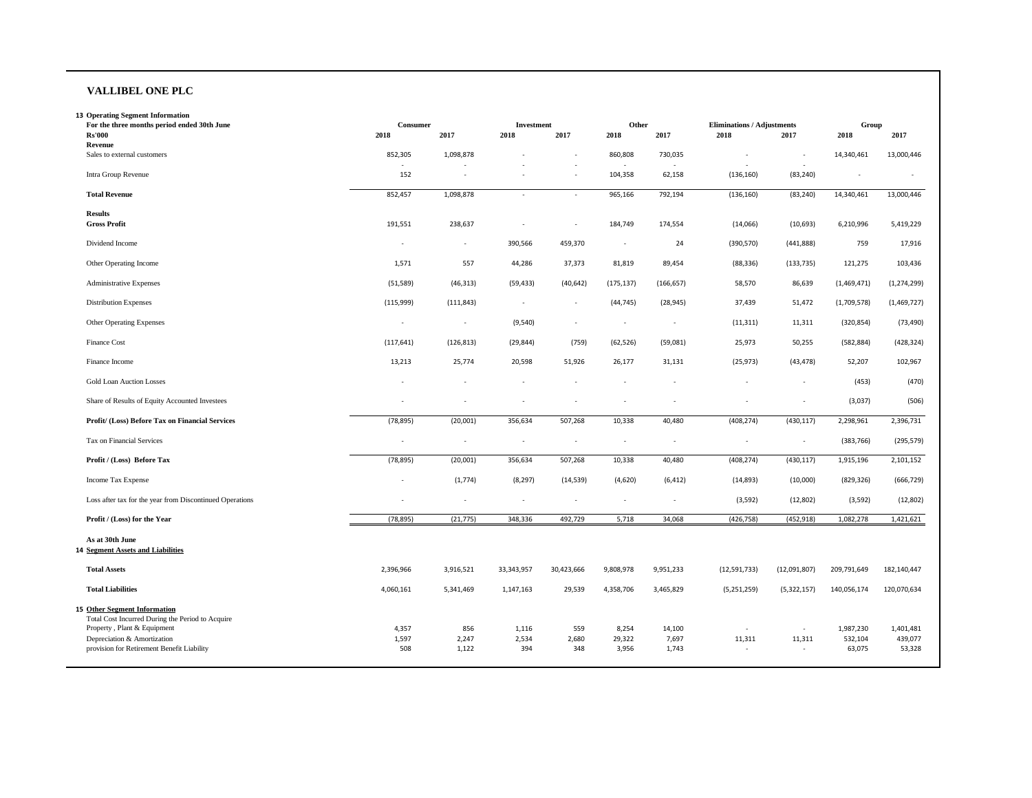# VALLIBEL ONE PLC

**13 Operating Segment Information**

For the three months period ended 30th June

| Rs'000 | Consumer 2018 | Consumer 2017 | Investment 2018 | Investment 2017 | Other 2018 | Other 2017 | Eliminations / Adjustments 2018 | Eliminations / Adjustments 2017 | Group 2018 | Group 2017 |
|---|---|---|---|---|---|---|---|---|---|---|
| **Revenue** | | | | | | | | | | |
| Sales to external customers | 852,305 | 1,098,878 | - | - | 860,808 | 730,035 | - | - | 14,340,461 | 13,000,446 |
| Intra Group Revenue | 152 | - | - | - | 104,358 | 62,158 | (136,160) | (83,240) | - | - |
| **Total Revenue** | 852,457 | 1,098,878 | - | - | 965,166 | 792,194 | (136,160) | (83,240) | 14,340,461 | 13,000,446 |
| **Results** | | | | | | | | | | |
| **Gross Profit** | 191,551 | 238,637 | - | - | 184,749 | 174,554 | (14,066) | (10,693) | 6,210,996 | 5,419,229 |
| Dividend Income | - | - | 390,566 | 459,370 | - | 24 | (390,570) | (441,888) | 759 | 17,916 |
| Other Operating Income | 1,571 | 557 | 44,286 | 37,373 | 81,819 | 89,454 | (88,336) | (133,735) | 121,275 | 103,436 |
| Administrative Expenses | (51,589) | (46,313) | (59,433) | (40,642) | (175,137) | (166,657) | 58,570 | 86,639 | (1,469,471) | (1,274,299) |
| Distribution Expenses | (115,999) | (111,843) | - | - | (44,745) | (28,945) | 37,439 | 51,472 | (1,709,578) | (1,469,727) |
| Other Operating Expenses | - | - | (9,540) | - | - | - | (11,311) | 11,311 | (320,854) | (73,490) |
| Finance Cost | (117,641) | (126,813) | (29,844) | (759) | (62,526) | (59,081) | 25,973 | 50,255 | (582,884) | (428,324) |
| Finance Income | 13,213 | 25,774 | 20,598 | 51,926 | 26,177 | 31,131 | (25,973) | (43,478) | 52,207 | 102,967 |
| Gold Loan Auction Losses | - | - | - | - | - | - | - | - | (453) | (470) |
| Share of Results of Equity Accounted Investees | - | - | - | - | - | - | - | - | (3,037) | (506) |
| **Profit/ (Loss) Before Tax on Financial Services** | (78,895) | (20,001) | 356,634 | 507,268 | 10,338 | 40,480 | (408,274) | (430,117) | 2,298,961 | 2,396,731 |
| Tax on Financial Services | - | - | - | - | - | - | - | - | (383,766) | (295,579) |
| **Profit / (Loss) Before Tax** | (78,895) | (20,001) | 356,634 | 507,268 | 10,338 | 40,480 | (408,274) | (430,117) | 1,915,196 | 2,101,152 |
| Income Tax Expense | - | (1,774) | (8,297) | (14,539) | (4,620) | (6,412) | (14,893) | (10,000) | (829,326) | (666,729) |
| Loss after tax for the year from Discontinued Operations | - | - | - | - | - | - | (3,592) | (12,802) | (3,592) | (12,802) |
| **Profit / (Loss) for the Year** | (78,895) | (21,775) | 348,336 | 492,729 | 5,718 | 34,068 | (426,758) | (452,918) | 1,082,278 | 1,421,621 |

**As at 30th June**

**14 Segment Assets and Liabilities**

| Rs'000 | Consumer 2018 | Consumer 2017 | Investment 2018 | Investment 2017 | Other 2018 | Other 2017 | Eliminations / Adjustments 2018 | Eliminations / Adjustments 2017 | Group 2018 | Group 2017 |
|---|---|---|---|---|---|---|---|---|---|---|
| **Total Assets** | 2,396,966 | 3,916,521 | 33,343,957 | 30,423,666 | 9,808,978 | 9,951,233 | (12,591,733) | (12,091,807) | 209,791,649 | 182,140,447 |
| **Total Liabilities** | 4,060,161 | 5,341,469 | 1,147,163 | 29,539 | 4,358,706 | 3,465,829 | (5,251,259) | (5,322,157) | 140,056,174 | 120,070,634 |

**15 Other Segment Information**

| Rs'000 | Consumer 2018 | Consumer 2017 | Investment 2018 | Investment 2017 | Other 2018 | Other 2017 | Eliminations / Adjustments 2018 | Eliminations / Adjustments 2017 | Group 2018 | Group 2017 |
|---|---|---|---|---|---|---|---|---|---|---|
| Total Cost Incurred During the Period to Acquire Property , Plant & Equipment | 4,357 | 856 | 1,116 | 559 | 8,254 | 14,100 | - | - | 1,987,230 | 1,401,481 |
| Depreciation & Amortization | 1,597 | 2,247 | 2,534 | 2,680 | 29,322 | 7,697 | 11,311 | 11,311 | 532,104 | 439,077 |
| provision for Retirement Benefit Liability | 508 | 1,122 | 394 | 348 | 3,956 | 1,743 | - | - | 63,075 | 53,328 |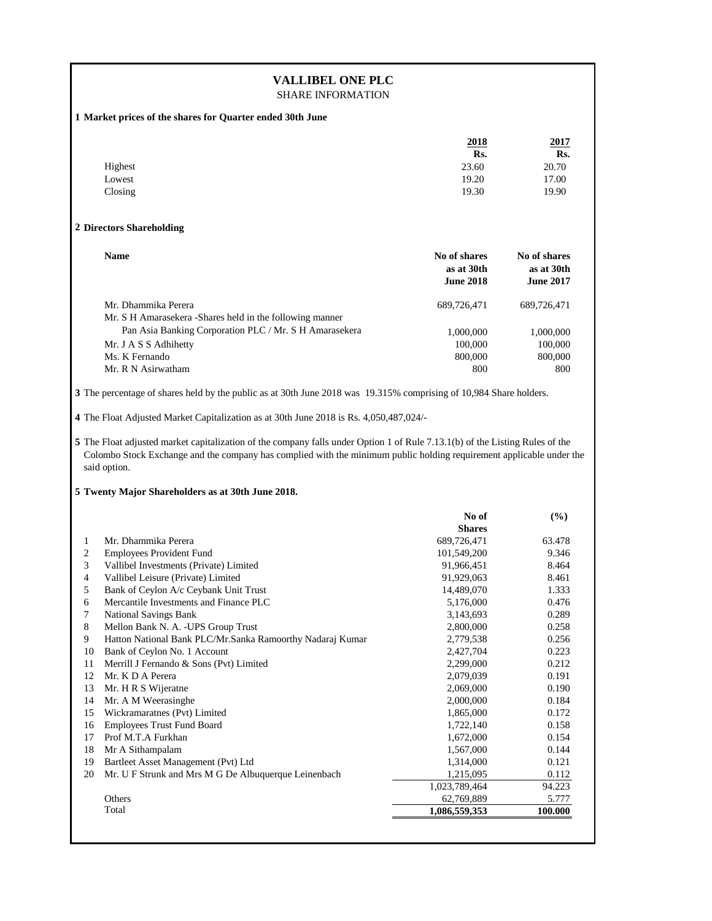# VALLIBEL ONE PLC

SHARE INFORMATION

**1 Market prices of the shares for Quarter ended 30th June**

| | 2018 Rs. | 2017 Rs. |
|---|---|---|
| Highest | 23.60 | 20.70 |
| Lowest | 19.20 | 17.00 |
| Closing | 19.30 | 19.90 |

**2 Directors Shareholding**

| Name | No of shares as at 30th June 2018 | No of shares as at 30th June 2017 |
|---|---|---|
| Mr. Dhammika Perera | 689,726,471 | 689,726,471 |
| Mr. S H Amarasekera -Shares held in the following manner | | |
| Pan Asia Banking Corporation PLC / Mr. S H Amarasekera | 1,000,000 | 1,000,000 |
| Mr. J A S S Adhihetty | 100,000 | 100,000 |
| Ms. K Fernando | 800,000 | 800,000 |
| Mr. R N Asirwatham | 800 | 800 |

**3** The percentage of shares held by the public as at 30th June 2018 was 19.315% comprising of 10,984 Share holders.

**4** The Float Adjusted Market Capitalization as at 30th June 2018 is Rs. 4,050,487,024/-

**5** The Float adjusted market capitalization of the company falls under Option 1 of Rule 7.13.1(b) of the Listing Rules of the Colombo Stock Exchange and the company has complied with the minimum public holding requirement applicable under the said option.

**5 Twenty Major Shareholders as at 30th June 2018.**

| | | No of Shares | (%) |
|---|---|---|---|
| 1 | Mr. Dhammika Perera | 689,726,471 | 63.478 |
| 2 | Employees Provident Fund | 101,549,200 | 9.346 |
| 3 | Vallibel Investments (Private) Limited | 91,966,451 | 8.464 |
| 4 | Vallibel Leisure (Private) Limited | 91,929,063 | 8.461 |
| 5 | Bank of Ceylon A/c Ceybank Unit Trust | 14,489,070 | 1.333 |
| 6 | Mercantile Investments and Finance PLC | 5,176,000 | 0.476 |
| 7 | National Savings Bank | 3,143,693 | 0.289 |
| 8 | Mellon Bank N. A. -UPS Group Trust | 2,800,000 | 0.258 |
| 9 | Hatton National Bank PLC/Mr.Sanka Ramoorthy Nadaraj Kumar | 2,779,538 | 0.256 |
| 10 | Bank of Ceylon No. 1 Account | 2,427,704 | 0.223 |
| 11 | Merrill J Fernando & Sons (Pvt) Limited | 2,299,000 | 0.212 |
| 12 | Mr. K D A Perera | 2,079,039 | 0.191 |
| 13 | Mr. H R S Wijeratne | 2,069,000 | 0.190 |
| 14 | Mr. A M Weerasinghe | 2,000,000 | 0.184 |
| 15 | Wickramaratnes (Pvt) Limited | 1,865,000 | 0.172 |
| 16 | Employees Trust Fund Board | 1,722,140 | 0.158 |
| 17 | Prof M.T.A Furkhan | 1,672,000 | 0.154 |
| 18 | Mr A Sithampalam | 1,567,000 | 0.144 |
| 19 | Bartleet Asset Management (Pvt) Ltd | 1,314,000 | 0.121 |
| 20 | Mr. U F Strunk and Mrs M G De Albuquerque Leinenbach | 1,215,095 | 0.112 |
| | | 1,023,789,464 | 94.223 |
| | Others | 62,769,889 | 5.777 |
| | Total | **1,086,559,353** | **100.000** |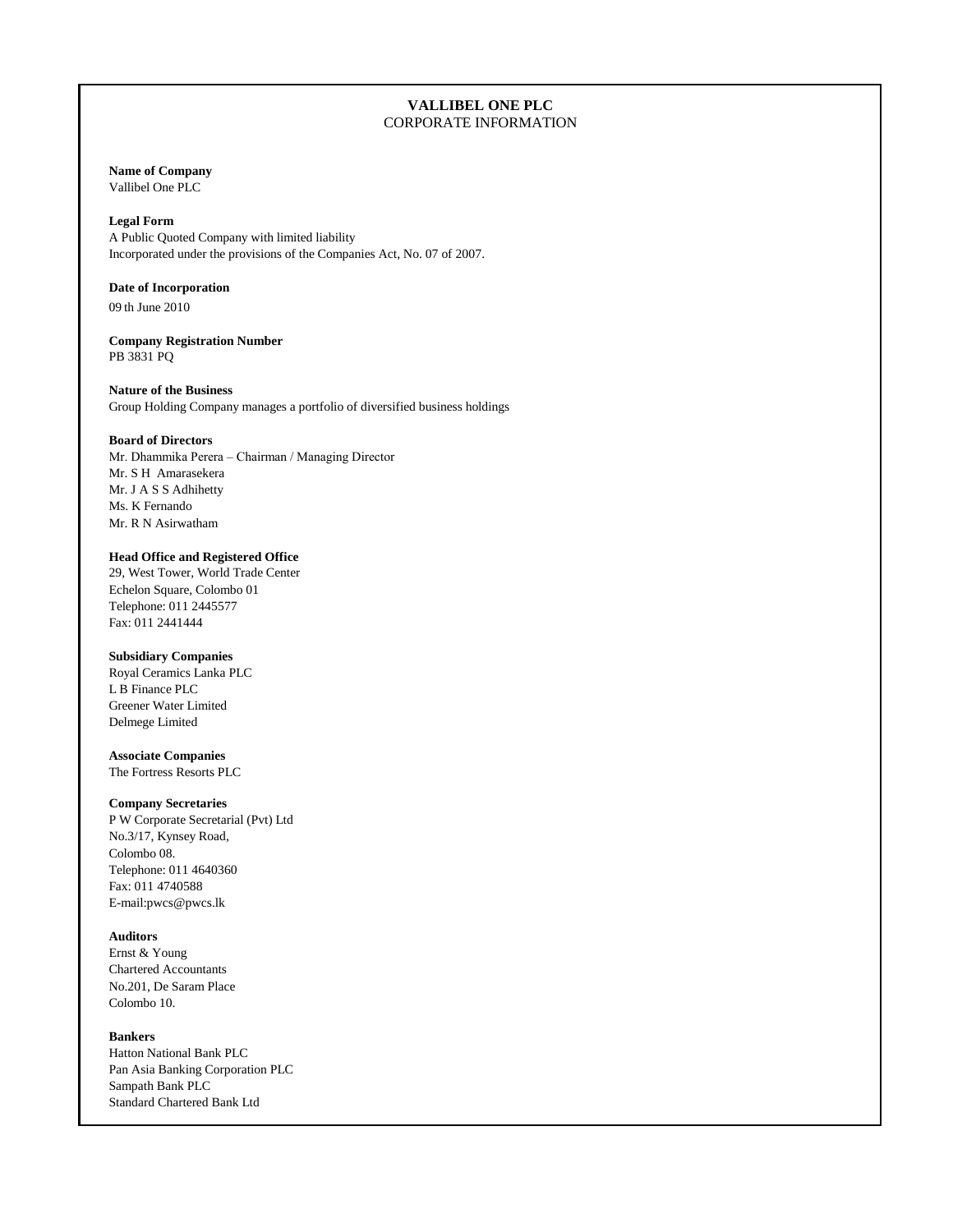# VALLIBEL ONE PLC

## CORPORATE INFORMATION

**Name of Company**
Vallibel One PLC

**Legal Form**
A Public Quoted Company with limited liability
Incorporated under the provisions of the Companies Act, No. 07 of 2007.

**Date of Incorporation**
09 th June 2010

**Company Registration Number**
PB 3831 PQ

**Nature of the Business**
Group Holding Company manages a portfolio of diversified business holdings

**Board of Directors**
Mr. Dhammika Perera – Chairman / Managing Director
Mr. S H Amarasekera
Mr. J A S S Adhihetty
Ms. K Fernando
Mr. R N Asirwatham

**Head Office and Registered Office**
29, West Tower, World Trade Center
Echelon Square, Colombo 01
Telephone: 011 2445577
Fax: 011 2441444

**Subsidiary Companies**
Royal Ceramics Lanka PLC
L B Finance PLC
Greener Water Limited
Delmege Limited

**Associate Companies**
The Fortress Resorts PLC

**Company Secretaries**
P W Corporate Secretarial (Pvt) Ltd
No.3/17, Kynsey Road,
Colombo 08.
Telephone: 011 4640360
Fax: 011 4740588
E-mail:pwcs@pwcs.lk

**Auditors**
Ernst & Young
Chartered Accountants
No.201, De Saram Place
Colombo 10.

**Bankers**
Hatton National Bank PLC
Pan Asia Banking Corporation PLC
Sampath Bank PLC
Standard Chartered Bank Ltd